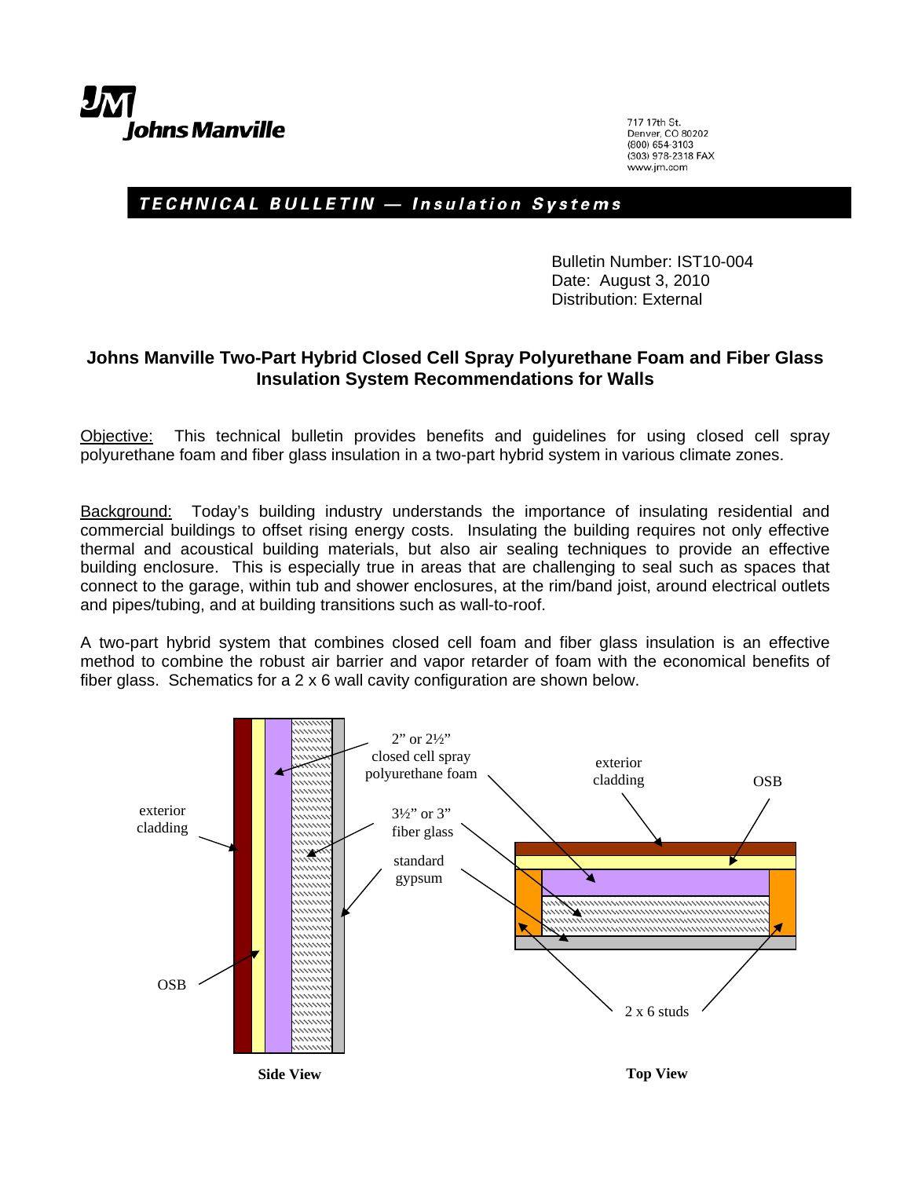Johns Manville

717 17th St.
Denver, CO 80202
(800) 654-3103
(303) 978-2318 FAX
www.jm.com

**TECHNICAL BULLETIN — Insulation Systems**

Bulletin Number: IST10-004
Date: August 3, 2010
Distribution: External

# Johns Manville Two-Part Hybrid Closed Cell Spray Polyurethane Foam and Fiber Glass Insulation System Recommendations for Walls

Objective: This technical bulletin provides benefits and guidelines for using closed cell spray polyurethane foam and fiber glass insulation in a two-part hybrid system in various climate zones.

Background: Today's building industry understands the importance of insulating residential and commercial buildings to offset rising energy costs. Insulating the building requires not only effective thermal and acoustical building materials, but also air sealing techniques to provide an effective building enclosure. This is especially true in areas that are challenging to seal such as spaces that connect to the garage, within tub and shower enclosures, at the rim/band joist, around electrical outlets and pipes/tubing, and at building transitions such as wall-to-roof.

A two-part hybrid system that combines closed cell foam and fiber glass insulation is an effective method to combine the robust air barrier and vapor retarder of foam with the economical benefits of fiber glass. Schematics for a 2 x 6 wall cavity configuration are shown below.

exterior cladding

OSB

2" or 2½" closed cell spray polyurethane foam

3½" or 3" fiber glass

standard gypsum

2 x 6 studs

**Side View**

**Top View**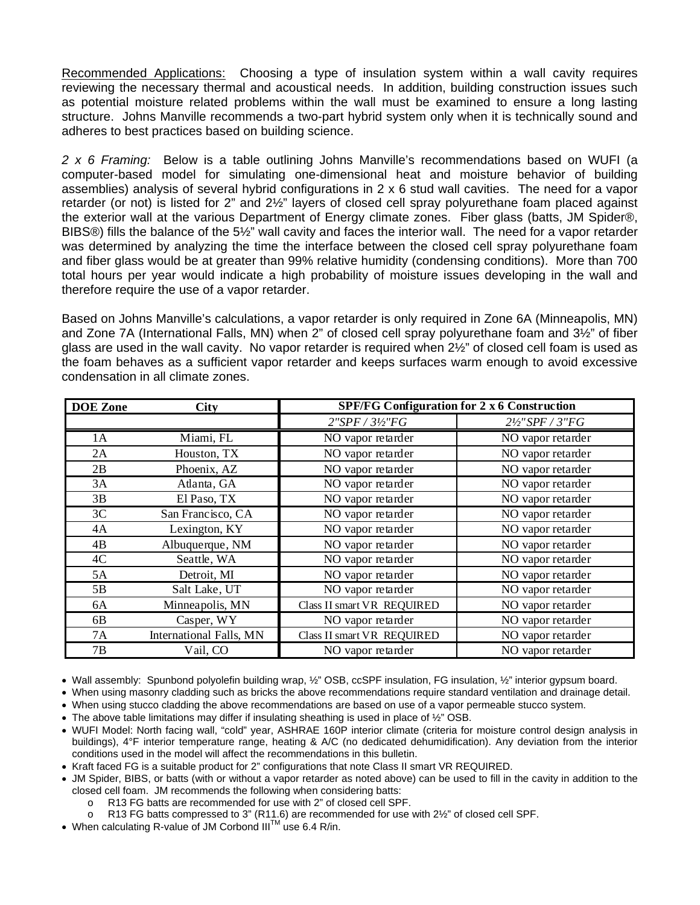<u>Recommended Applications:</u> Choosing a type of insulation system within a wall cavity requires reviewing the necessary thermal and acoustical needs. In addition, building construction issues such as potential moisture related problems within the wall must be examined to ensure a long lasting structure. Johns Manville recommends a two-part hybrid system only when it is technically sound and adheres to best practices based on building science.

*2 x 6 Framing:* Below is a table outlining Johns Manville's recommendations based on WUFI (a computer-based model for simulating one-dimensional heat and moisture behavior of building assemblies) analysis of several hybrid configurations in 2 x 6 stud wall cavities. The need for a vapor retarder (or not) is listed for 2" and 2½" layers of closed cell spray polyurethane foam placed against the exterior wall at the various Department of Energy climate zones. Fiber glass (batts, JM Spider®, BIBS®) fills the balance of the 5½" wall cavity and faces the interior wall. The need for a vapor retarder was determined by analyzing the time the interface between the closed cell spray polyurethane foam and fiber glass would be at greater than 99% relative humidity (condensing conditions). More than 700 total hours per year would indicate a high probability of moisture issues developing in the wall and therefore require the use of a vapor retarder.

Based on Johns Manville's calculations, a vapor retarder is only required in Zone 6A (Minneapolis, MN) and Zone 7A (International Falls, MN) when 2" of closed cell spray polyurethane foam and 3½" of fiber glass are used in the wall cavity. No vapor retarder is required when 2½" of closed cell foam is used as the foam behaves as a sufficient vapor retarder and keeps surfaces warm enough to avoid excessive condensation in all climate zones.

| DOE Zone | City | SPF/FG Configuration for 2 x 6 Construction | |
|---|---|---|---|
| | | *2"SPF / 3½"FG* | *2½"SPF / 3"FG* |
| 1A | Miami, FL | NO vapor retarder | NO vapor retarder |
| 2A | Houston, TX | NO vapor retarder | NO vapor retarder |
| 2B | Phoenix, AZ | NO vapor retarder | NO vapor retarder |
| 3A | Atlanta, GA | NO vapor retarder | NO vapor retarder |
| 3B | El Paso, TX | NO vapor retarder | NO vapor retarder |
| 3C | San Francisco, CA | NO vapor retarder | NO vapor retarder |
| 4A | Lexington, KY | NO vapor retarder | NO vapor retarder |
| 4B | Albuquerque, NM | NO vapor retarder | NO vapor retarder |
| 4C | Seattle, WA | NO vapor retarder | NO vapor retarder |
| 5A | Detroit, MI | NO vapor retarder | NO vapor retarder |
| 5B | Salt Lake, UT | NO vapor retarder | NO vapor retarder |
| 6A | Minneapolis, MN | Class II smart VR REQUIRED | NO vapor retarder |
| 6B | Casper, WY | NO vapor retarder | NO vapor retarder |
| 7A | International Falls, MN | Class II smart VR REQUIRED | NO vapor retarder |
| 7B | Vail, CO | NO vapor retarder | NO vapor retarder |

- Wall assembly: Spunbond polyolefin building wrap, ½" OSB, ccSPF insulation, FG insulation, ½" interior gypsum board.
- When using masonry cladding such as bricks the above recommendations require standard ventilation and drainage detail.
- When using stucco cladding the above recommendations are based on use of a vapor permeable stucco system.
- The above table limitations may differ if insulating sheathing is used in place of ½" OSB.
- WUFI Model: North facing wall, "cold" year, ASHRAE 160P interior climate (criteria for moisture control design analysis in buildings), 4°F interior temperature range, heating & A/C (no dedicated dehumidification). Any deviation from the interior conditions used in the model will affect the recommendations in this bulletin.
- Kraft faced FG is a suitable product for 2" configurations that note Class II smart VR REQUIRED.
- JM Spider, BIBS, or batts (with or without a vapor retarder as noted above) can be used to fill in the cavity in addition to the closed cell foam. JM recommends the following when considering batts:
    - R13 FG batts are recommended for use with 2" of closed cell SPF.
    - R13 FG batts compressed to 3" (R11.6) are recommended for use with 2½" of closed cell SPF.
- When calculating R-value of JM Corbond III™ use 6.4 R/in.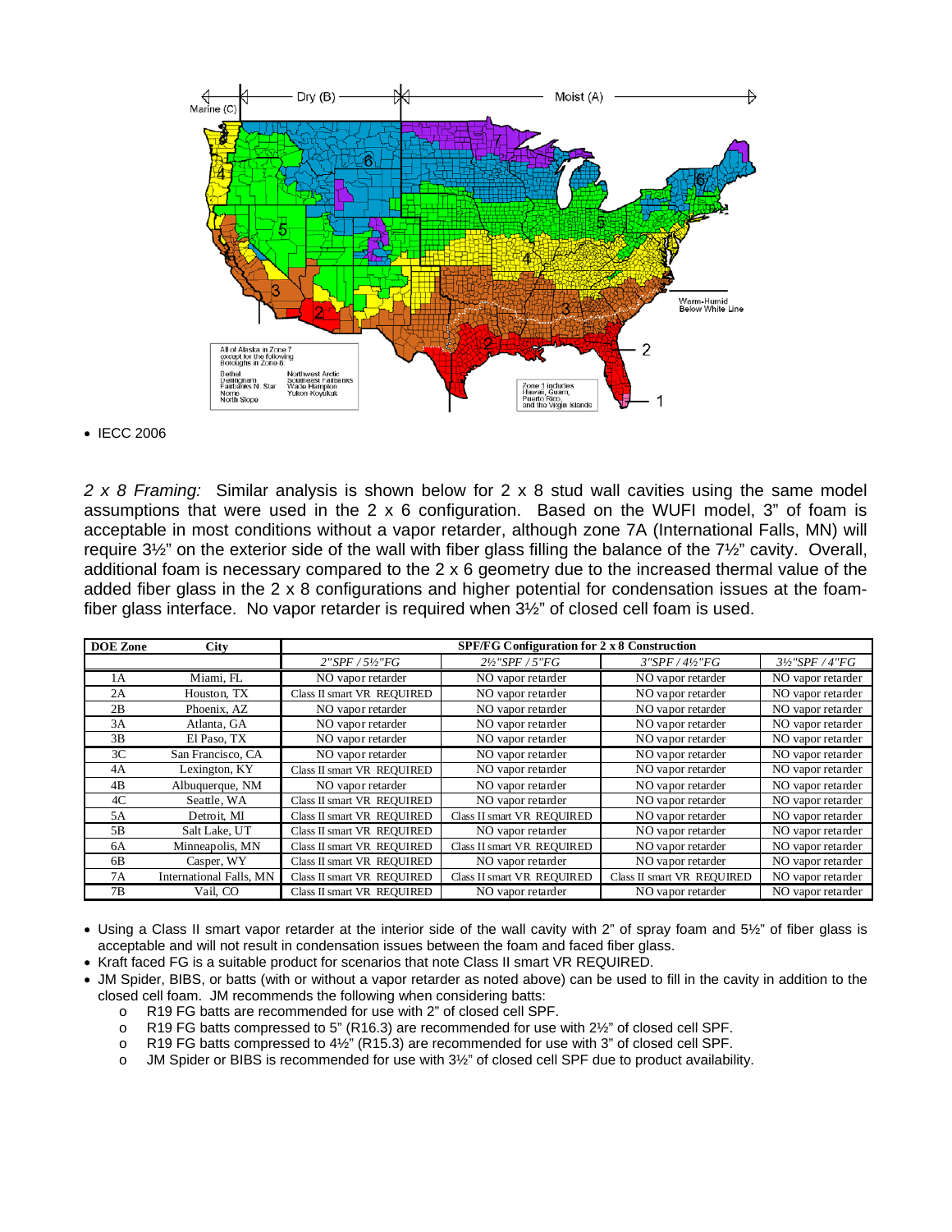- IECC 2006

*2 x 8 Framing:* Similar analysis is shown below for 2 x 8 stud wall cavities using the same model assumptions that were used in the 2 x 6 configuration. Based on the WUFI model, 3" of foam is acceptable in most conditions without a vapor retarder, although zone 7A (International Falls, MN) will require 3½" on the exterior side of the wall with fiber glass filling the balance of the 7½" cavity. Overall, additional foam is necessary compared to the 2 x 6 geometry due to the increased thermal value of the added fiber glass in the 2 x 8 configurations and higher potential for condensation issues at the foam-fiber glass interface. No vapor retarder is required when 3½" of closed cell foam is used.

| DOE Zone | City | SPF/FG Configuration for 2 x 8 Construction | | | |
|---|---|---|---|---|---|
| | | *2"SPF / 5½"FG* | *2½"SPF / 5"FG* | *3"SPF / 4½"FG* | *3½"SPF / 4"FG* |
| 1A | Miami, FL | NO vapor retarder | NO vapor retarder | NO vapor retarder | NO vapor retarder |
| 2A | Houston, TX | Class II smart VR REQUIRED | NO vapor retarder | NO vapor retarder | NO vapor retarder |
| 2B | Phoenix, AZ | NO vapor retarder | NO vapor retarder | NO vapor retarder | NO vapor retarder |
| 3A | Atlanta, GA | NO vapor retarder | NO vapor retarder | NO vapor retarder | NO vapor retarder |
| 3B | El Paso, TX | NO vapor retarder | NO vapor retarder | NO vapor retarder | NO vapor retarder |
| 3C | San Francisco, CA | NO vapor retarder | NO vapor retarder | NO vapor retarder | NO vapor retarder |
| 4A | Lexington, KY | Class II smart VR REQUIRED | NO vapor retarder | NO vapor retarder | NO vapor retarder |
| 4B | Albuquerque, NM | NO vapor retarder | NO vapor retarder | NO vapor retarder | NO vapor retarder |
| 4C | Seattle, WA | Class II smart VR REQUIRED | NO vapor retarder | NO vapor retarder | NO vapor retarder |
| 5A | Detroit, MI | Class II smart VR REQUIRED | Class II smart VR REQUIRED | NO vapor retarder | NO vapor retarder |
| 5B | Salt Lake, UT | Class II smart VR REQUIRED | NO vapor retarder | NO vapor retarder | NO vapor retarder |
| 6A | Minneapolis, MN | Class II smart VR REQUIRED | Class II smart VR REQUIRED | NO vapor retarder | NO vapor retarder |
| 6B | Casper, WY | Class II smart VR REQUIRED | NO vapor retarder | NO vapor retarder | NO vapor retarder |
| 7A | International Falls, MN | Class II smart VR REQUIRED | Class II smart VR REQUIRED | Class II smart VR REQUIRED | NO vapor retarder |
| 7B | Vail, CO | Class II smart VR REQUIRED | NO vapor retarder | NO vapor retarder | NO vapor retarder |

- Using a Class II smart vapor retarder at the interior side of the wall cavity with 2" of spray foam and 5½" of fiber glass is acceptable and will not result in condensation issues between the foam and faced fiber glass.
- Kraft faced FG is a suitable product for scenarios that note Class II smart VR REQUIRED.
- JM Spider, BIBS, or batts (with or without a vapor retarder as noted above) can be used to fill in the cavity in addition to the closed cell foam. JM recommends the following when considering batts:
  - R19 FG batts are recommended for use with 2" of closed cell SPF.
  - R19 FG batts compressed to 5" (R16.3) are recommended for use with 2½" of closed cell SPF.
  - R19 FG batts compressed to 4½" (R15.3) are recommended for use with 3" of closed cell SPF.
  - JM Spider or BIBS is recommended for use with 3½" of closed cell SPF due to product availability.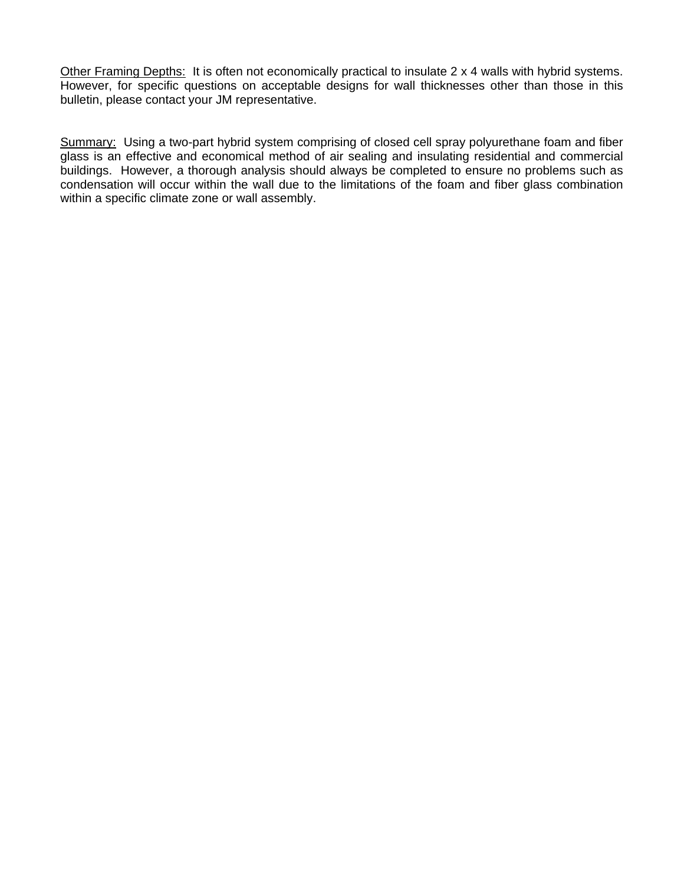<u>Other Framing Depths:</u>  It is often not economically practical to insulate 2 x 4 walls with hybrid systems. However, for specific questions on acceptable designs for wall thicknesses other than those in this bulletin, please contact your JM representative.

<u>Summary:</u>  Using a two-part hybrid system comprising of closed cell spray polyurethane foam and fiber glass is an effective and economical method of air sealing and insulating residential and commercial buildings.  However, a thorough analysis should always be completed to ensure no problems such as condensation will occur within the wall due to the limitations of the foam and fiber glass combination within a specific climate zone or wall assembly.